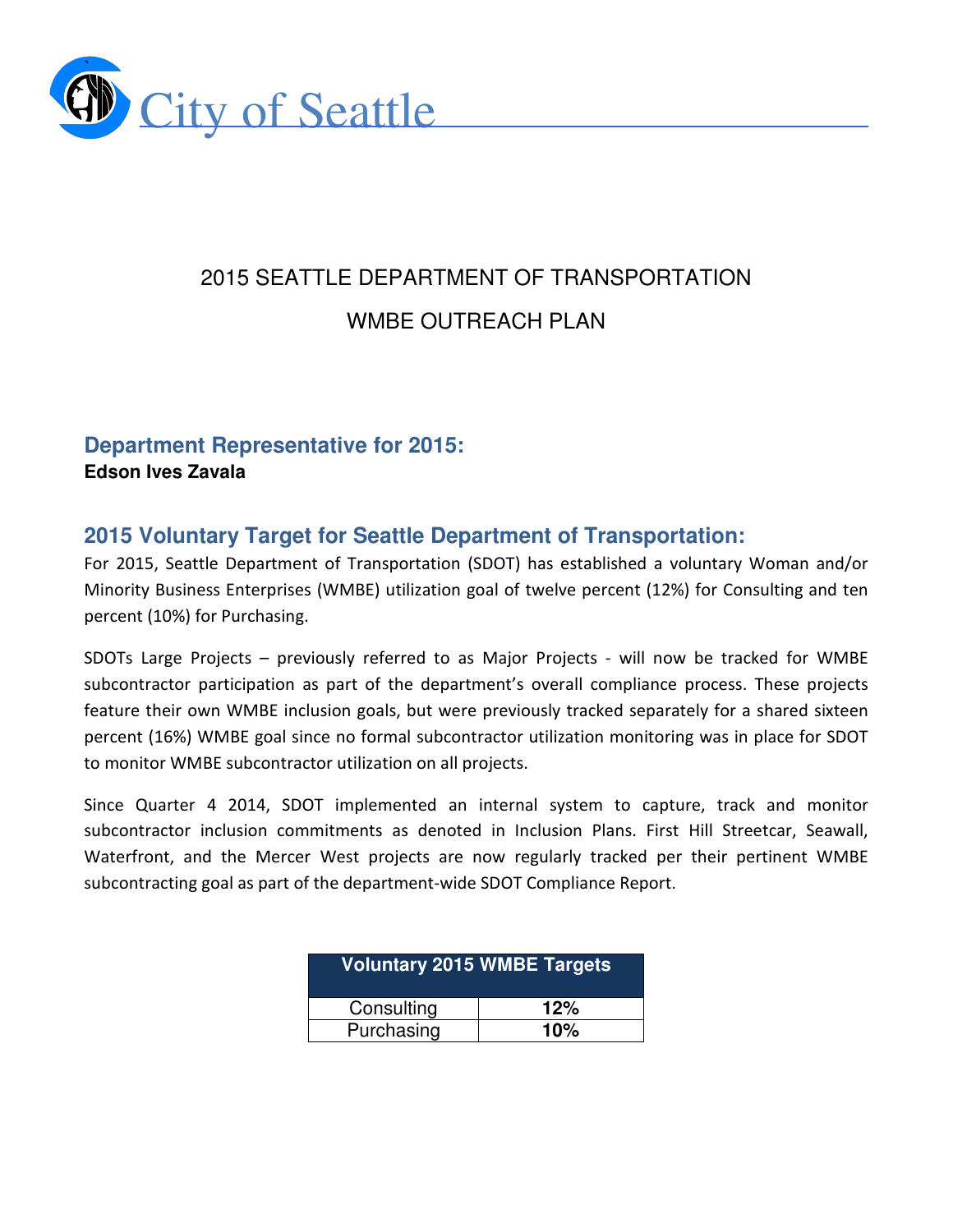City of Seattle

# 2015 SEATTLE DEPARTMENT OF TRANSPORTATION

# WMBE OUTREACH PLAN

## Department Representative for 2015:

**Edson Ives Zavala**

## 2015 Voluntary Target for Seattle Department of Transportation:

For 2015, Seattle Department of Transportation (SDOT) has established a voluntary Woman and/or Minority Business Enterprises (WMBE) utilization goal of twelve percent (12%) for Consulting and ten percent (10%) for Purchasing.

SDOTs Large Projects – previously referred to as Major Projects - will now be tracked for WMBE subcontractor participation as part of the department's overall compliance process. These projects feature their own WMBE inclusion goals, but were previously tracked separately for a shared sixteen percent (16%) WMBE goal since no formal subcontractor utilization monitoring was in place for SDOT to monitor WMBE subcontractor utilization on all projects.

Since Quarter 4 2014, SDOT implemented an internal system to capture, track and monitor subcontractor inclusion commitments as denoted in Inclusion Plans. First Hill Streetcar, Seawall, Waterfront, and the Mercer West projects are now regularly tracked per their pertinent WMBE subcontracting goal as part of the department-wide SDOT Compliance Report.

| Voluntary 2015 WMBE Targets | |
|---|---|
| Consulting | **12%** |
| Purchasing | **10%** |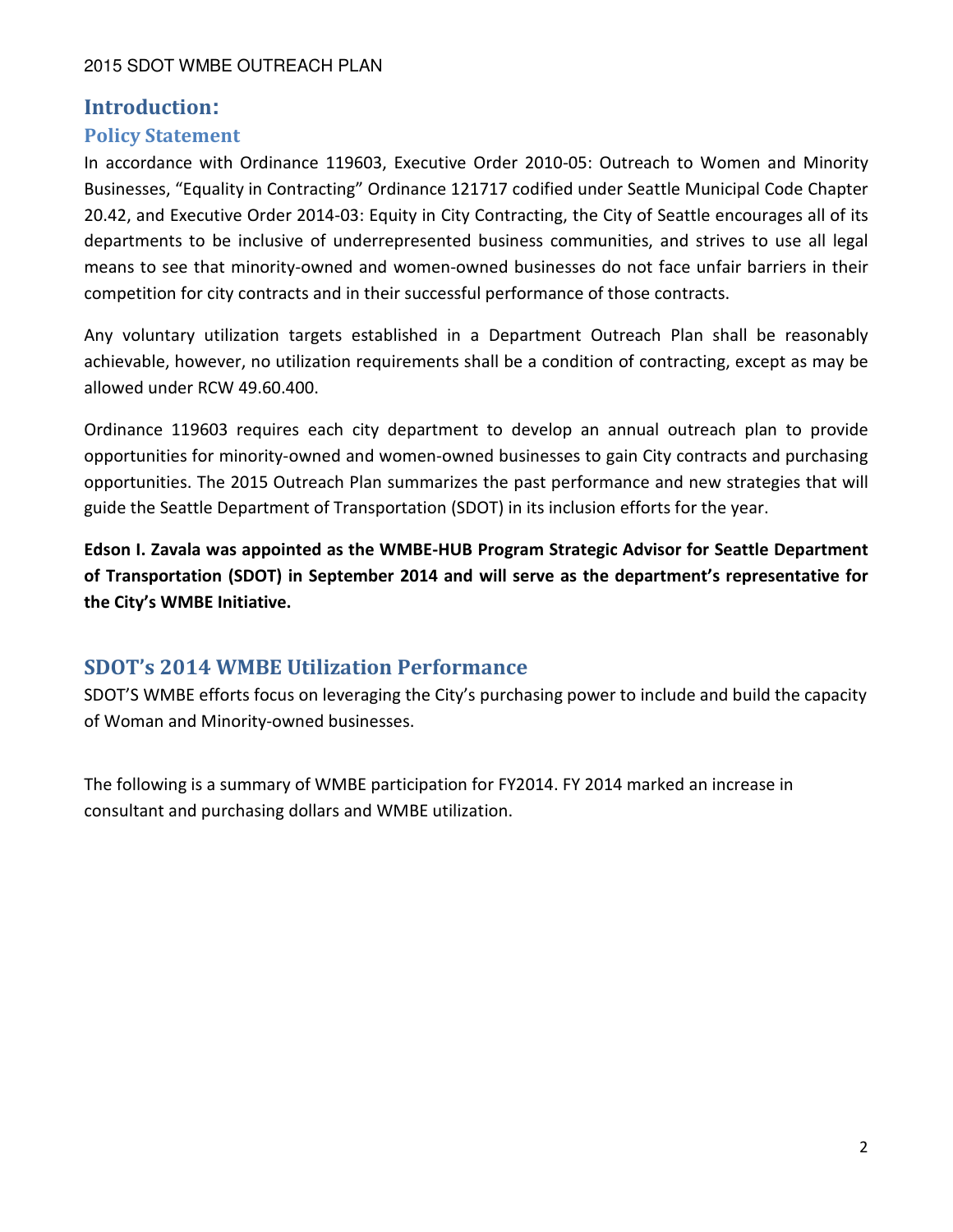## Introduction:

### Policy Statement

In accordance with Ordinance 119603, Executive Order 2010-05: Outreach to Women and Minority Businesses, "Equality in Contracting" Ordinance 121717 codified under Seattle Municipal Code Chapter 20.42, and Executive Order 2014-03: Equity in City Contracting, the City of Seattle encourages all of its departments to be inclusive of underrepresented business communities, and strives to use all legal means to see that minority-owned and women-owned businesses do not face unfair barriers in their competition for city contracts and in their successful performance of those contracts.

Any voluntary utilization targets established in a Department Outreach Plan shall be reasonably achievable, however, no utilization requirements shall be a condition of contracting, except as may be allowed under RCW 49.60.400.

Ordinance 119603 requires each city department to develop an annual outreach plan to provide opportunities for minority-owned and women-owned businesses to gain City contracts and purchasing opportunities. The 2015 Outreach Plan summarizes the past performance and new strategies that will guide the Seattle Department of Transportation (SDOT) in its inclusion efforts for the year.

**Edson I. Zavala was appointed as the WMBE-HUB Program Strategic Advisor for Seattle Department of Transportation (SDOT) in September 2014 and will serve as the department's representative for the City's WMBE Initiative.**

### SDOT's 2014 WMBE Utilization Performance

SDOT'S WMBE efforts focus on leveraging the City's purchasing power to include and build the capacity of Woman and Minority-owned businesses.

The following is a summary of WMBE participation for FY2014. FY 2014 marked an increase in consultant and purchasing dollars and WMBE utilization.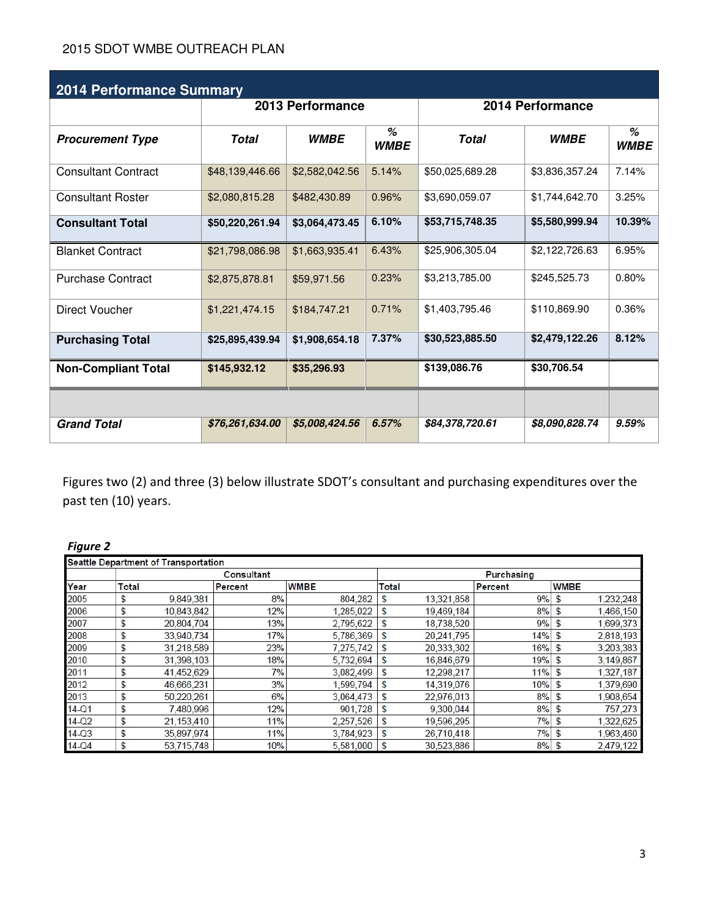## 2014 Performance Summary

| Procurement Type | 2013 Performance | | | 2014 Performance | | |
|---|---|---|---|---|---|---|
| | ***Total*** | ***WMBE*** | ***% WMBE*** | ***Total*** | ***WMBE*** | ***% WMBE*** |
| Consultant Contract | $48,139,446.66 | $2,582,042.56 | 5.14% | $50,025,689.28 | $3,836,357.24 | 7.14% |
| Consultant Roster | $2,080,815.28 | $482,430.89 | 0.96% | $3,690,059.07 | $1,744,642.70 | 3.25% |
| **Consultant Total** | **$50,220,261.94** | **$3,064,473.45** | **6.10%** | **$53,715,748.35** | **$5,580,999.94** | **10.39%** |
| Blanket Contract | $21,798,086.98 | $1,663,935.41 | 6.43% | $25,906,305.04 | $2,122,726.63 | 6.95% |
| Purchase Contract | $2,875,878.81 | $59,971.56 | 0.23% | $3,213,785.00 | $245,525.73 | 0.80% |
| Direct Voucher | $1,221,474.15 | $184,747.21 | 0.71% | $1,403,795.46 | $110,869.90 | 0.36% |
| **Purchasing Total** | **$25,895,439.94** | **$1,908,654.18** | **7.37%** | **$30,523,885.50** | **$2,479,122.26** | **8.12%** |
| **Non-Compliant Total** | **$145,932.12** | **$35,296.93** | | **$139,086.76** | **$30,706.54** | |
| | | | | | | |
| ***Grand Total*** | ***$76,261,634.00*** | ***$5,008,424.56*** | ***6.57%*** | ***$84,378,720.61*** | ***$8,090,828.74*** | ***9.59%*** |

Figures two (2) and three (3) below illustrate SDOT's consultant and purchasing expenditures over the past ten (10) years.

***Figure 2***

| Seattle Department of Transportation | | | | | | |
|---|---|---|---|---|---|---|
| | Consultant | | | Purchasing | | |
| Year | Total | Percent | WMBE | Total | Percent | WMBE |
| 2005 | $ 9,849,381 | 8% | 804,282 | $ 13,321,858 | 9% | $ 1,232,248 |
| 2006 | $ 10,843,842 | 12% | 1,285,022 | $ 19,469,184 | 8% | $ 1,466,150 |
| 2007 | $ 20,804,704 | 13% | 2,795,622 | $ 18,738,520 | 9% | $ 1,699,373 |
| 2008 | $ 33,940,734 | 17% | 5,786,369 | $ 20,241,795 | 14% | $ 2,818,193 |
| 2009 | $ 31,218,589 | 23% | 7,275,742 | $ 20,333,302 | 16% | $ 3,203,383 |
| 2010 | $ 31,398,103 | 18% | 5,732,694 | $ 16,846,679 | 19% | $ 3,149,867 |
| 2011 | $ 41,452,629 | 7% | 3,082,499 | $ 12,298,217 | 11% | $ 1,327,187 |
| 2012 | $ 46,666,231 | 3% | 1,599,794 | $ 14,319,076 | 10% | $ 1,379,690 |
| 2013 | $ 50,220,261 | 6% | 3,064,473 | $ 22,976,013 | 8% | $ 1,908,654 |
| 14-Q1 | $ 7,480,996 | 12% | 901,728 | $ 9,300,044 | 8% | $ 757,273 |
| 14-Q2 | $ 21,153,410 | 11% | 2,257,526 | $ 19,596,295 | 7% | $ 1,322,625 |
| 14-Q3 | $ 35,897,974 | 11% | 3,784,923 | $ 26,710,418 | 7% | $ 1,963,460 |
| 14-Q4 | $ 53,715,748 | 10% | 5,581,000 | $ 30,523,886 | 8% | $ 2,479,122 |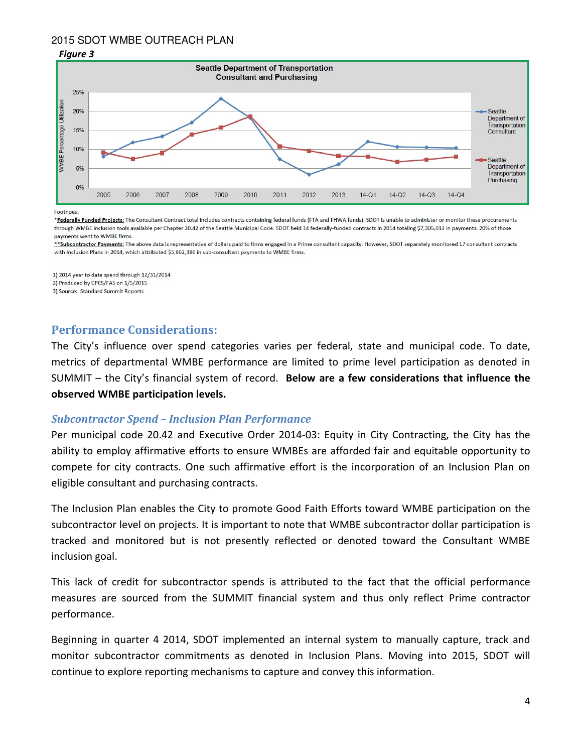2015 SDOT WMBE OUTREACH PLAN

*Figure 3*

Footnoes:

***Federally Funded Projects:** The Consultant Contract total includes contracts containing federal funds (FTA and FHWA funds). SDOT is unable to administer or monitor these procurements through WMBE inclusion tools available per Chapter 20.42 of the Seattle Municipal Code. SDOT held 14 federally-funded contracts in 2014 totaling $7,305,012 in payments. 20% of those payments went to WMBE firms.

****Subcontractor Payments:** The above data is representative of dollars paid to firms engaged in a Prime consultant capacity. However, SDOT separately monitored 17 consultant contracts with Inclusion Plans in 2014, which attributed $5,862,386 in sub-consultant payments to WMBE firms.

1) 2014 year to date spend through 12/31/2014
2) Produced by CPCS/FAS on 1/5/2015
3) Source: Standard Summit Reports

## Performance Considerations:

The City's influence over spend categories varies per federal, state and municipal code. To date, metrics of departmental WMBE performance are limited to prime level participation as denoted in SUMMIT – the City's financial system of record. **Below are a few considerations that influence the observed WMBE participation levels.**

### *Subcontractor Spend – Inclusion Plan Performance*

Per municipal code 20.42 and Executive Order 2014-03: Equity in City Contracting, the City has the ability to employ affirmative efforts to ensure WMBEs are afforded fair and equitable opportunity to compete for city contracts. One such affirmative effort is the incorporation of an Inclusion Plan on eligible consultant and purchasing contracts.

The Inclusion Plan enables the City to promote Good Faith Efforts toward WMBE participation on the subcontractor level on projects. It is important to note that WMBE subcontractor dollar participation is tracked and monitored but is not presently reflected or denoted toward the Consultant WMBE inclusion goal.

This lack of credit for subcontractor spends is attributed to the fact that the official performance measures are sourced from the SUMMIT financial system and thus only reflect Prime contractor performance.

Beginning in quarter 4 2014, SDOT implemented an internal system to manually capture, track and monitor subcontractor commitments as denoted in Inclusion Plans. Moving into 2015, SDOT will continue to explore reporting mechanisms to capture and convey this information.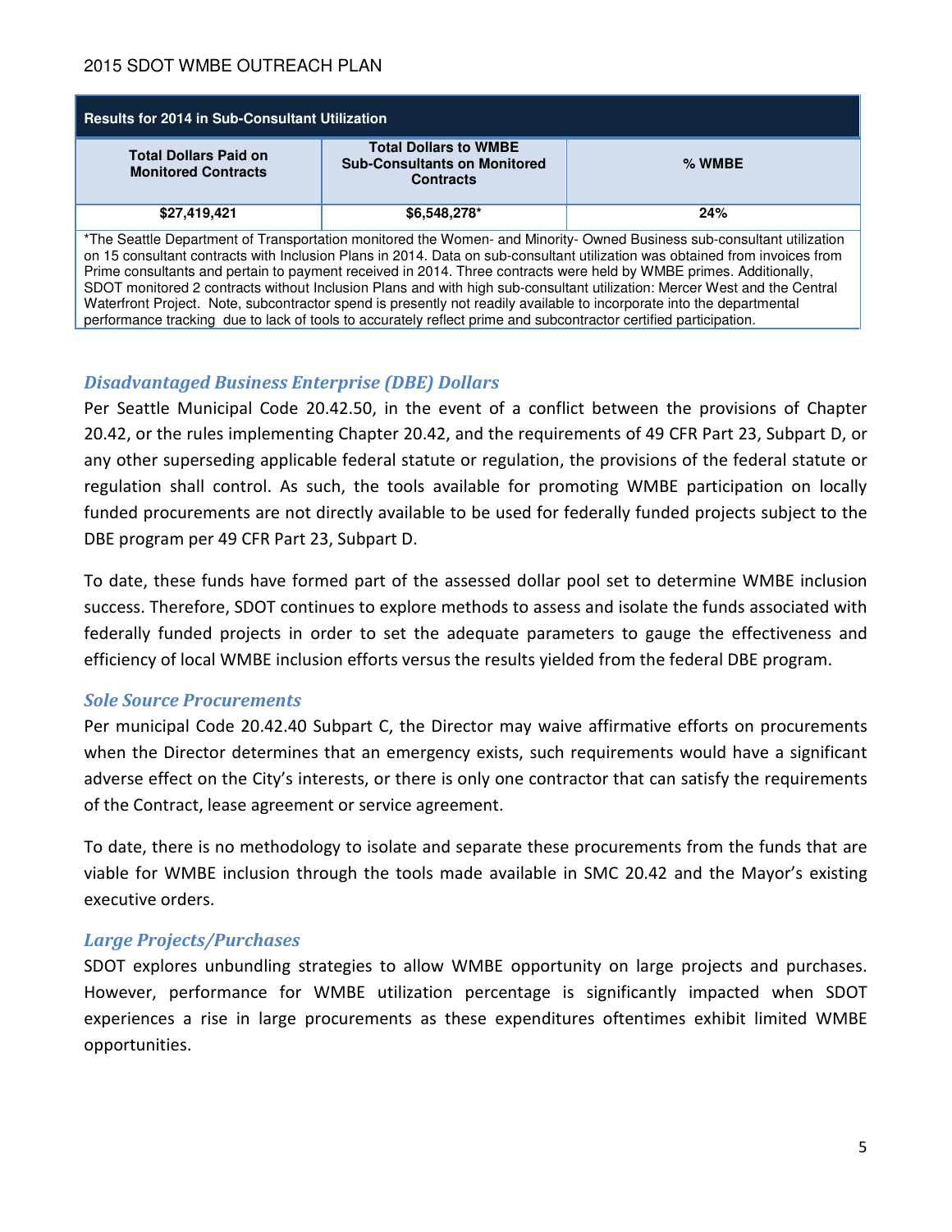| Results for 2014 in Sub-Consultant Utilization | | |
|---|---|---|
| **Total Dollars Paid on Monitored Contracts** | **Total Dollars to WMBE Sub-Consultants on Monitored Contracts** | **% WMBE** |
| **$27,419,421** | **$6,548,278*** | **24%** |

*The Seattle Department of Transportation monitored the Women- and Minority- Owned Business sub-consultant utilization on 15 consultant contracts with Inclusion Plans in 2014. Data on sub-consultant utilization was obtained from invoices from Prime consultants and pertain to payment received in 2014. Three contracts were held by WMBE primes. Additionally, SDOT monitored 2 contracts without Inclusion Plans and with high sub-consultant utilization: Mercer West and the Central Waterfront Project. Note, subcontractor spend is presently not readily available to incorporate into the departmental performance tracking due to lack of tools to accurately reflect prime and subcontractor certified participation.

### *Disadvantaged Business Enterprise (DBE) Dollars*

Per Seattle Municipal Code 20.42.50, in the event of a conflict between the provisions of Chapter 20.42, or the rules implementing Chapter 20.42, and the requirements of 49 CFR Part 23, Subpart D, or any other superseding applicable federal statute or regulation, the provisions of the federal statute or regulation shall control. As such, the tools available for promoting WMBE participation on locally funded procurements are not directly available to be used for federally funded projects subject to the DBE program per 49 CFR Part 23, Subpart D.

To date, these funds have formed part of the assessed dollar pool set to determine WMBE inclusion success. Therefore, SDOT continues to explore methods to assess and isolate the funds associated with federally funded projects in order to set the adequate parameters to gauge the effectiveness and efficiency of local WMBE inclusion efforts versus the results yielded from the federal DBE program.

### *Sole Source Procurements*

Per municipal Code 20.42.40 Subpart C, the Director may waive affirmative efforts on procurements when the Director determines that an emergency exists, such requirements would have a significant adverse effect on the City's interests, or there is only one contractor that can satisfy the requirements of the Contract, lease agreement or service agreement.

To date, there is no methodology to isolate and separate these procurements from the funds that are viable for WMBE inclusion through the tools made available in SMC 20.42 and the Mayor's existing executive orders.

### *Large Projects/Purchases*

SDOT explores unbundling strategies to allow WMBE opportunity on large projects and purchases. However, performance for WMBE utilization percentage is significantly impacted when SDOT experiences a rise in large procurements as these expenditures oftentimes exhibit limited WMBE opportunities.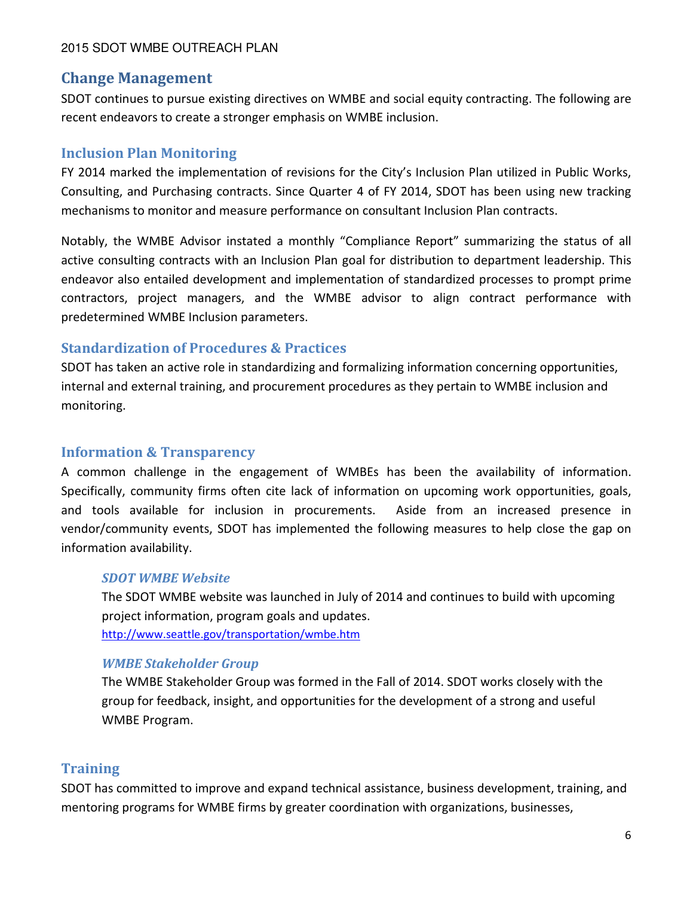## Change Management

SDOT continues to pursue existing directives on WMBE and social equity contracting. The following are recent endeavors to create a stronger emphasis on WMBE inclusion.

### Inclusion Plan Monitoring

FY 2014 marked the implementation of revisions for the City's Inclusion Plan utilized in Public Works, Consulting, and Purchasing contracts. Since Quarter 4 of FY 2014, SDOT has been using new tracking mechanisms to monitor and measure performance on consultant Inclusion Plan contracts.

Notably, the WMBE Advisor instated a monthly "Compliance Report" summarizing the status of all active consulting contracts with an Inclusion Plan goal for distribution to department leadership. This endeavor also entailed development and implementation of standardized processes to prompt prime contractors, project managers, and the WMBE advisor to align contract performance with predetermined WMBE Inclusion parameters.

### Standardization of Procedures & Practices

SDOT has taken an active role in standardizing and formalizing information concerning opportunities, internal and external training, and procurement procedures as they pertain to WMBE inclusion and monitoring.

### Information & Transparency

A common challenge in the engagement of WMBEs has been the availability of information. Specifically, community firms often cite lack of information on upcoming work opportunities, goals, and tools available for inclusion in procurements. Aside from an increased presence in vendor/community events, SDOT has implemented the following measures to help close the gap on information availability.

#### *SDOT WMBE Website*

The SDOT WMBE website was launched in July of 2014 and continues to build with upcoming project information, program goals and updates.
http://www.seattle.gov/transportation/wmbe.htm

#### *WMBE Stakeholder Group*

The WMBE Stakeholder Group was formed in the Fall of 2014. SDOT works closely with the group for feedback, insight, and opportunities for the development of a strong and useful WMBE Program.

### Training

SDOT has committed to improve and expand technical assistance, business development, training, and mentoring programs for WMBE firms by greater coordination with organizations, businesses,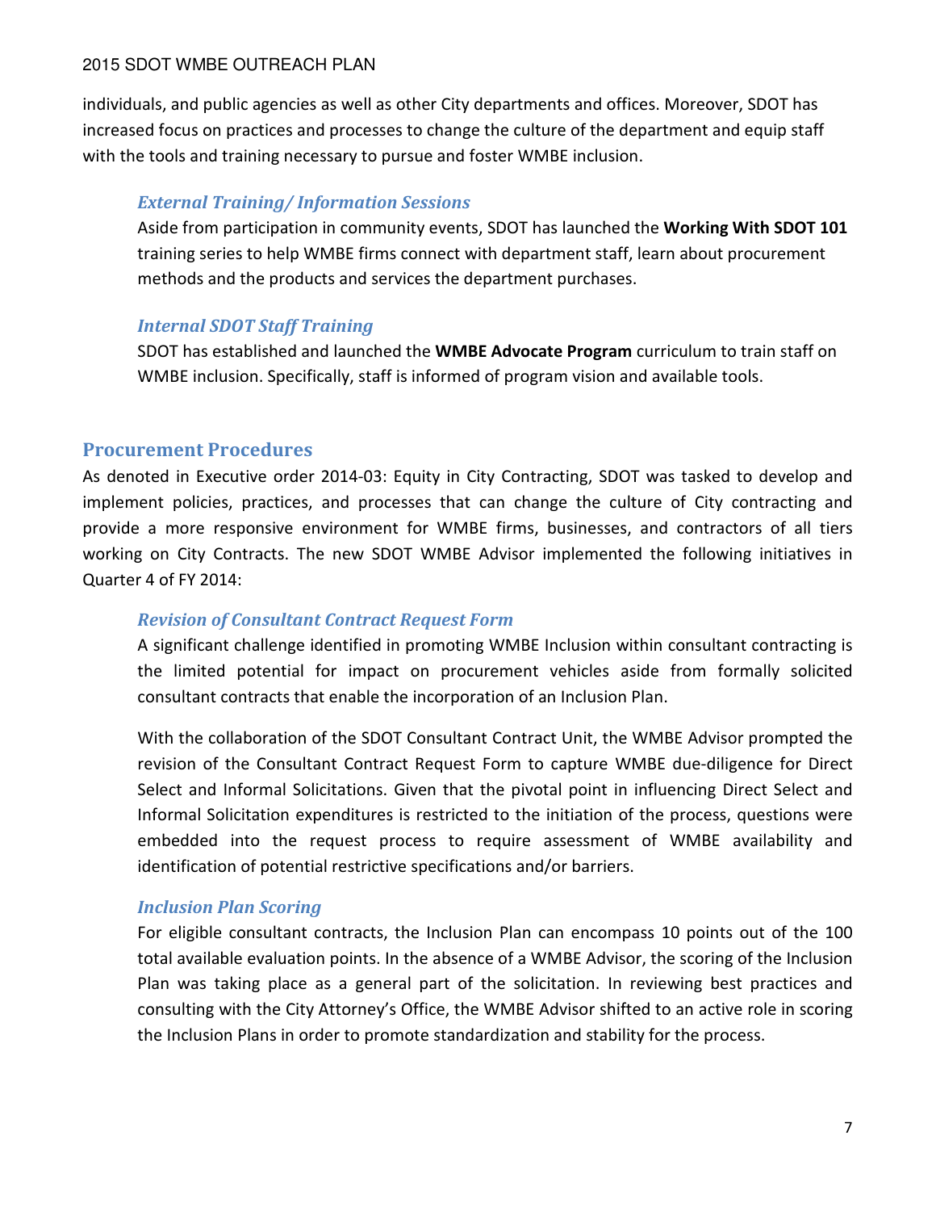individuals, and public agencies as well as other City departments and offices. Moreover, SDOT has increased focus on practices and processes to change the culture of the department and equip staff with the tools and training necessary to pursue and foster WMBE inclusion.

### *External Training/ Information Sessions*

Aside from participation in community events, SDOT has launched the **Working With SDOT 101** training series to help WMBE firms connect with department staff, learn about procurement methods and the products and services the department purchases.

### *Internal SDOT Staff Training*

SDOT has established and launched the **WMBE Advocate Program** curriculum to train staff on WMBE inclusion. Specifically, staff is informed of program vision and available tools.

## Procurement Procedures

As denoted in Executive order 2014-03: Equity in City Contracting, SDOT was tasked to develop and implement policies, practices, and processes that can change the culture of City contracting and provide a more responsive environment for WMBE firms, businesses, and contractors of all tiers working on City Contracts. The new SDOT WMBE Advisor implemented the following initiatives in Quarter 4 of FY 2014:

### *Revision of Consultant Contract Request Form*

A significant challenge identified in promoting WMBE Inclusion within consultant contracting is the limited potential for impact on procurement vehicles aside from formally solicited consultant contracts that enable the incorporation of an Inclusion Plan.

With the collaboration of the SDOT Consultant Contract Unit, the WMBE Advisor prompted the revision of the Consultant Contract Request Form to capture WMBE due-diligence for Direct Select and Informal Solicitations. Given that the pivotal point in influencing Direct Select and Informal Solicitation expenditures is restricted to the initiation of the process, questions were embedded into the request process to require assessment of WMBE availability and identification of potential restrictive specifications and/or barriers.

### *Inclusion Plan Scoring*

For eligible consultant contracts, the Inclusion Plan can encompass 10 points out of the 100 total available evaluation points. In the absence of a WMBE Advisor, the scoring of the Inclusion Plan was taking place as a general part of the solicitation. In reviewing best practices and consulting with the City Attorney's Office, the WMBE Advisor shifted to an active role in scoring the Inclusion Plans in order to promote standardization and stability for the process.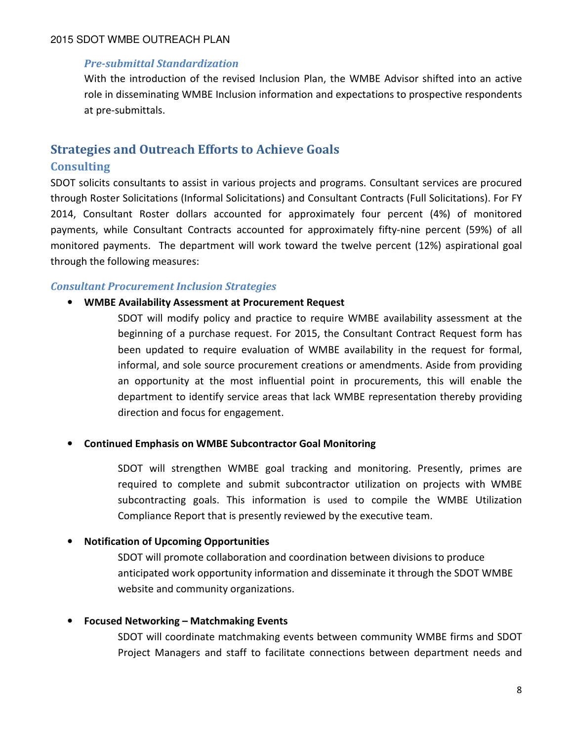### *Pre-submittal Standardization*

With the introduction of the revised Inclusion Plan, the WMBE Advisor shifted into an active role in disseminating WMBE Inclusion information and expectations to prospective respondents at pre-submittals.

## Strategies and Outreach Efforts to Achieve Goals

### Consulting

SDOT solicits consultants to assist in various projects and programs. Consultant services are procured through Roster Solicitations (Informal Solicitations) and Consultant Contracts (Full Solicitations). For FY 2014, Consultant Roster dollars accounted for approximately four percent (4%) of monitored payments, while Consultant Contracts accounted for approximately fifty-nine percent (59%) of all monitored payments. The department will work toward the twelve percent (12%) aspirational goal through the following measures:

#### *Consultant Procurement Inclusion Strategies*

- **WMBE Availability Assessment at Procurement Request**

  SDOT will modify policy and practice to require WMBE availability assessment at the beginning of a purchase request. For 2015, the Consultant Contract Request form has been updated to require evaluation of WMBE availability in the request for formal, informal, and sole source procurement creations or amendments. Aside from providing an opportunity at the most influential point in procurements, this will enable the department to identify service areas that lack WMBE representation thereby providing direction and focus for engagement.

- **Continued Emphasis on WMBE Subcontractor Goal Monitoring**

  SDOT will strengthen WMBE goal tracking and monitoring. Presently, primes are required to complete and submit subcontractor utilization on projects with WMBE subcontracting goals. This information is used to compile the WMBE Utilization Compliance Report that is presently reviewed by the executive team.

- **Notification of Upcoming Opportunities**

  SDOT will promote collaboration and coordination between divisions to produce anticipated work opportunity information and disseminate it through the SDOT WMBE website and community organizations.

- **Focused Networking – Matchmaking Events**

  SDOT will coordinate matchmaking events between community WMBE firms and SDOT Project Managers and staff to facilitate connections between department needs and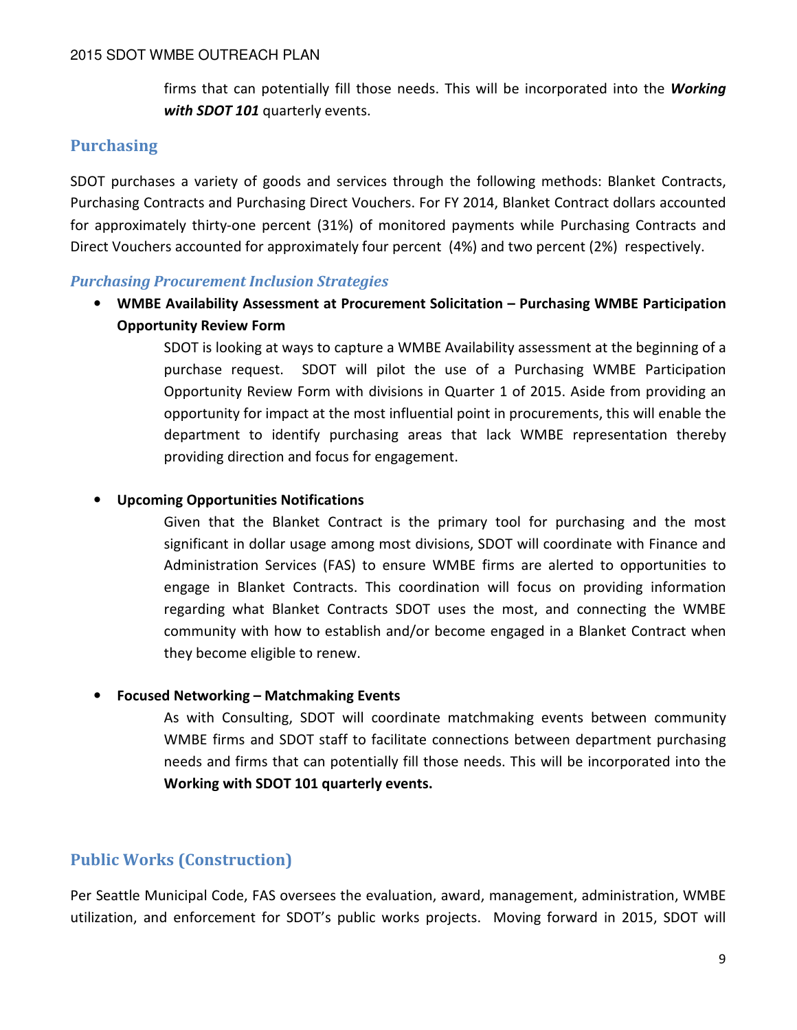firms that can potentially fill those needs. This will be incorporated into the ***Working with SDOT 101*** quarterly events.

## Purchasing

SDOT purchases a variety of goods and services through the following methods: Blanket Contracts, Purchasing Contracts and Purchasing Direct Vouchers. For FY 2014, Blanket Contract dollars accounted for approximately thirty-one percent (31%) of monitored payments while Purchasing Contracts and Direct Vouchers accounted for approximately four percent (4%) and two percent (2%) respectively.

### *Purchasing Procurement Inclusion Strategies*

- **WMBE Availability Assessment at Procurement Solicitation – Purchasing WMBE Participation Opportunity Review Form**

  SDOT is looking at ways to capture a WMBE Availability assessment at the beginning of a purchase request. SDOT will pilot the use of a Purchasing WMBE Participation Opportunity Review Form with divisions in Quarter 1 of 2015. Aside from providing an opportunity for impact at the most influential point in procurements, this will enable the department to identify purchasing areas that lack WMBE representation thereby providing direction and focus for engagement.

- **Upcoming Opportunities Notifications**

  Given that the Blanket Contract is the primary tool for purchasing and the most significant in dollar usage among most divisions, SDOT will coordinate with Finance and Administration Services (FAS) to ensure WMBE firms are alerted to opportunities to engage in Blanket Contracts. This coordination will focus on providing information regarding what Blanket Contracts SDOT uses the most, and connecting the WMBE community with how to establish and/or become engaged in a Blanket Contract when they become eligible to renew.

- **Focused Networking – Matchmaking Events**

  As with Consulting, SDOT will coordinate matchmaking events between community WMBE firms and SDOT staff to facilitate connections between department purchasing needs and firms that can potentially fill those needs. This will be incorporated into the **Working with SDOT 101 quarterly events.**

## Public Works (Construction)

Per Seattle Municipal Code, FAS oversees the evaluation, award, management, administration, WMBE utilization, and enforcement for SDOT's public works projects. Moving forward in 2015, SDOT will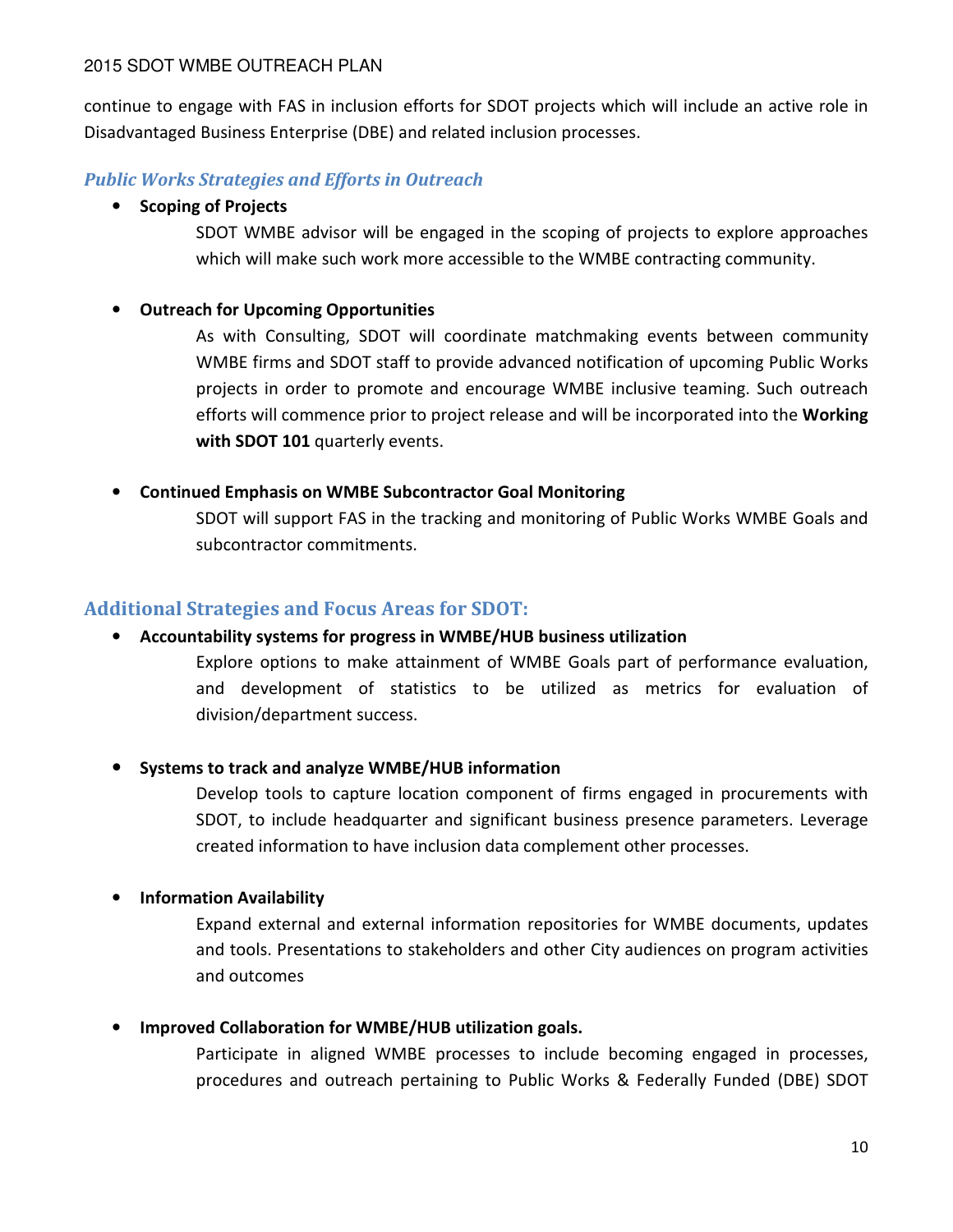continue to engage with FAS in inclusion efforts for SDOT projects which will include an active role in Disadvantaged Business Enterprise (DBE) and related inclusion processes.

### *Public Works Strategies and Efforts in Outreach*

- **Scoping of Projects**

  SDOT WMBE advisor will be engaged in the scoping of projects to explore approaches which will make such work more accessible to the WMBE contracting community.

- **Outreach for Upcoming Opportunities**

  As with Consulting, SDOT will coordinate matchmaking events between community WMBE firms and SDOT staff to provide advanced notification of upcoming Public Works projects in order to promote and encourage WMBE inclusive teaming. Such outreach efforts will commence prior to project release and will be incorporated into the **Working with SDOT 101** quarterly events.

- **Continued Emphasis on WMBE Subcontractor Goal Monitoring**

  SDOT will support FAS in the tracking and monitoring of Public Works WMBE Goals and subcontractor commitments.

## Additional Strategies and Focus Areas for SDOT:

- **Accountability systems for progress in WMBE/HUB business utilization**

  Explore options to make attainment of WMBE Goals part of performance evaluation, and development of statistics to be utilized as metrics for evaluation of division/department success.

- **Systems to track and analyze WMBE/HUB information**

  Develop tools to capture location component of firms engaged in procurements with SDOT, to include headquarter and significant business presence parameters. Leverage created information to have inclusion data complement other processes.

- **Information Availability**

  Expand external and external information repositories for WMBE documents, updates and tools. Presentations to stakeholders and other City audiences on program activities and outcomes

- **Improved Collaboration for WMBE/HUB utilization goals.**

  Participate in aligned WMBE processes to include becoming engaged in processes, procedures and outreach pertaining to Public Works & Federally Funded (DBE) SDOT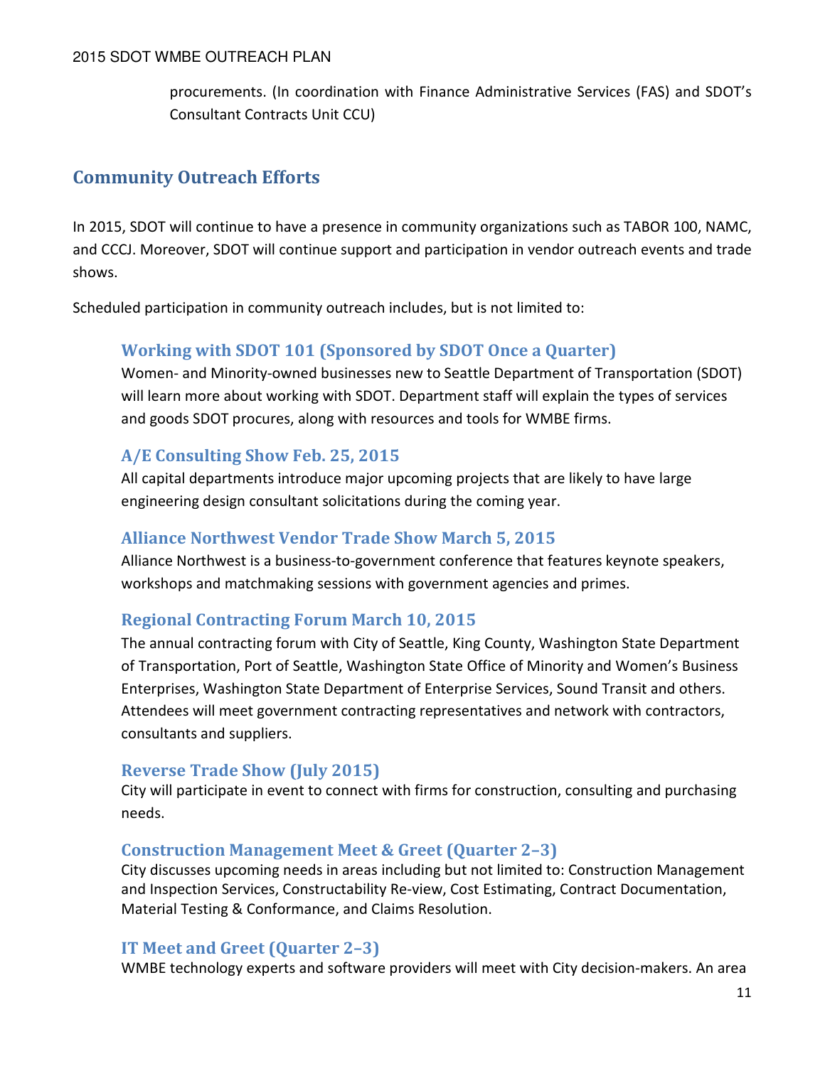procurements. (In coordination with Finance Administrative Services (FAS) and SDOT's Consultant Contracts Unit CCU)

## Community Outreach Efforts

In 2015, SDOT will continue to have a presence in community organizations such as TABOR 100, NAMC, and CCCJ. Moreover, SDOT will continue support and participation in vendor outreach events and trade shows.

Scheduled participation in community outreach includes, but is not limited to:

### Working with SDOT 101 (Sponsored by SDOT Once a Quarter)

Women- and Minority-owned businesses new to Seattle Department of Transportation (SDOT) will learn more about working with SDOT. Department staff will explain the types of services and goods SDOT procures, along with resources and tools for WMBE firms.

### A/E Consulting Show Feb. 25, 2015

All capital departments introduce major upcoming projects that are likely to have large engineering design consultant solicitations during the coming year.

### Alliance Northwest Vendor Trade Show March 5, 2015

Alliance Northwest is a business-to-government conference that features keynote speakers, workshops and matchmaking sessions with government agencies and primes.

### Regional Contracting Forum March 10, 2015

The annual contracting forum with City of Seattle, King County, Washington State Department of Transportation, Port of Seattle, Washington State Office of Minority and Women's Business Enterprises, Washington State Department of Enterprise Services, Sound Transit and others. Attendees will meet government contracting representatives and network with contractors, consultants and suppliers.

### Reverse Trade Show (July 2015)

City will participate in event to connect with firms for construction, consulting and purchasing needs.

### Construction Management Meet & Greet (Quarter 2–3)

City discusses upcoming needs in areas including but not limited to: Construction Management and Inspection Services, Constructability Re-view, Cost Estimating, Contract Documentation, Material Testing & Conformance, and Claims Resolution.

### IT Meet and Greet (Quarter 2–3)

WMBE technology experts and software providers will meet with City decision-makers. An area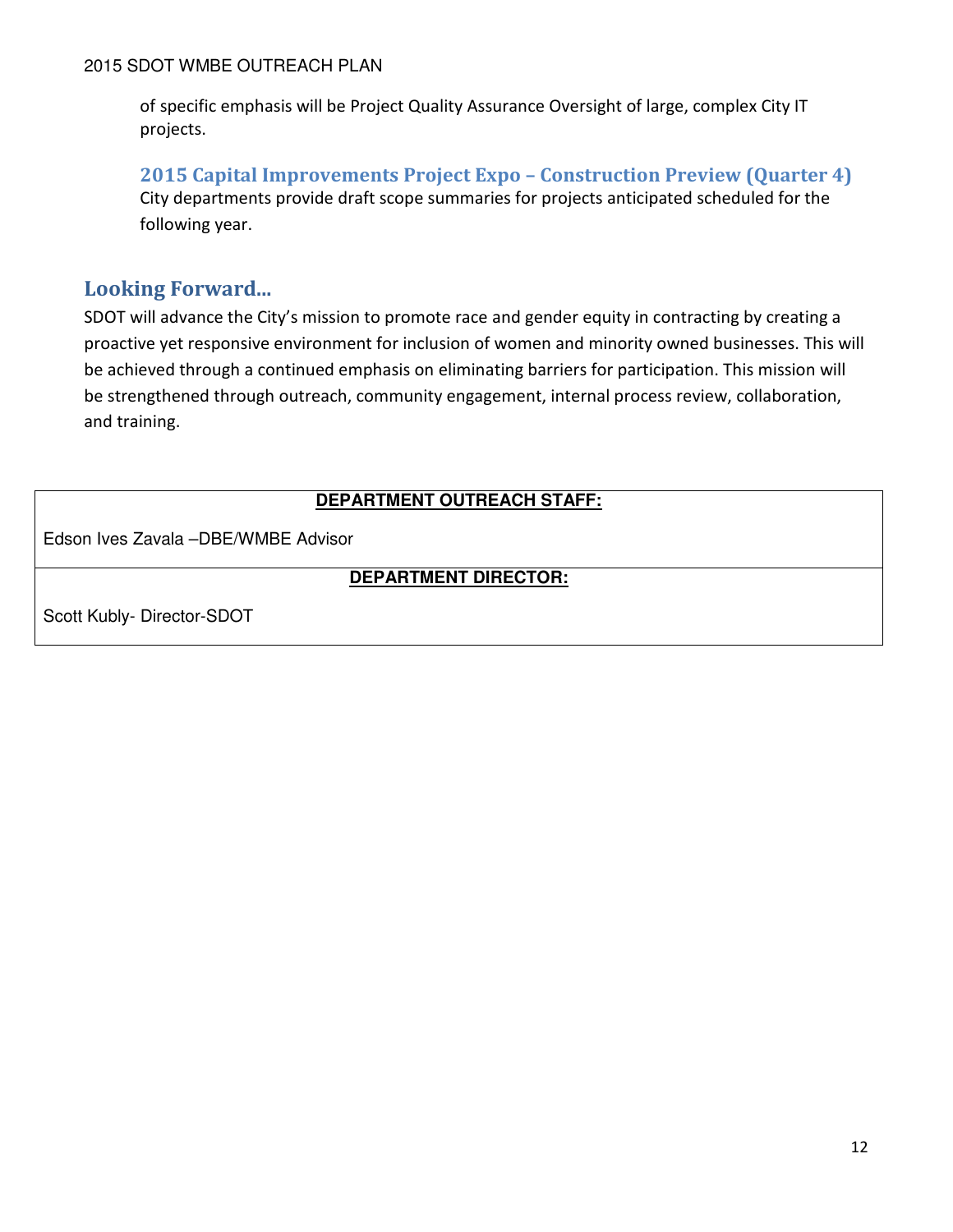of specific emphasis will be Project Quality Assurance Oversight of large, complex City IT projects.

### 2015 Capital Improvements Project Expo – Construction Preview (Quarter 4)

City departments provide draft scope summaries for projects anticipated scheduled for the following year.

## Looking Forward…

SDOT will advance the City's mission to promote race and gender equity in contracting by creating a proactive yet responsive environment for inclusion of women and minority owned businesses. This will be achieved through a continued emphasis on eliminating barriers for participation. This mission will be strengthened through outreach, community engagement, internal process review, collaboration, and training.

| **DEPARTMENT OUTREACH STAFF:** |
|---|
| Edson Ives Zavala –DBE/WMBE Advisor |
| **DEPARTMENT DIRECTOR:** |
| Scott Kubly- Director-SDOT |